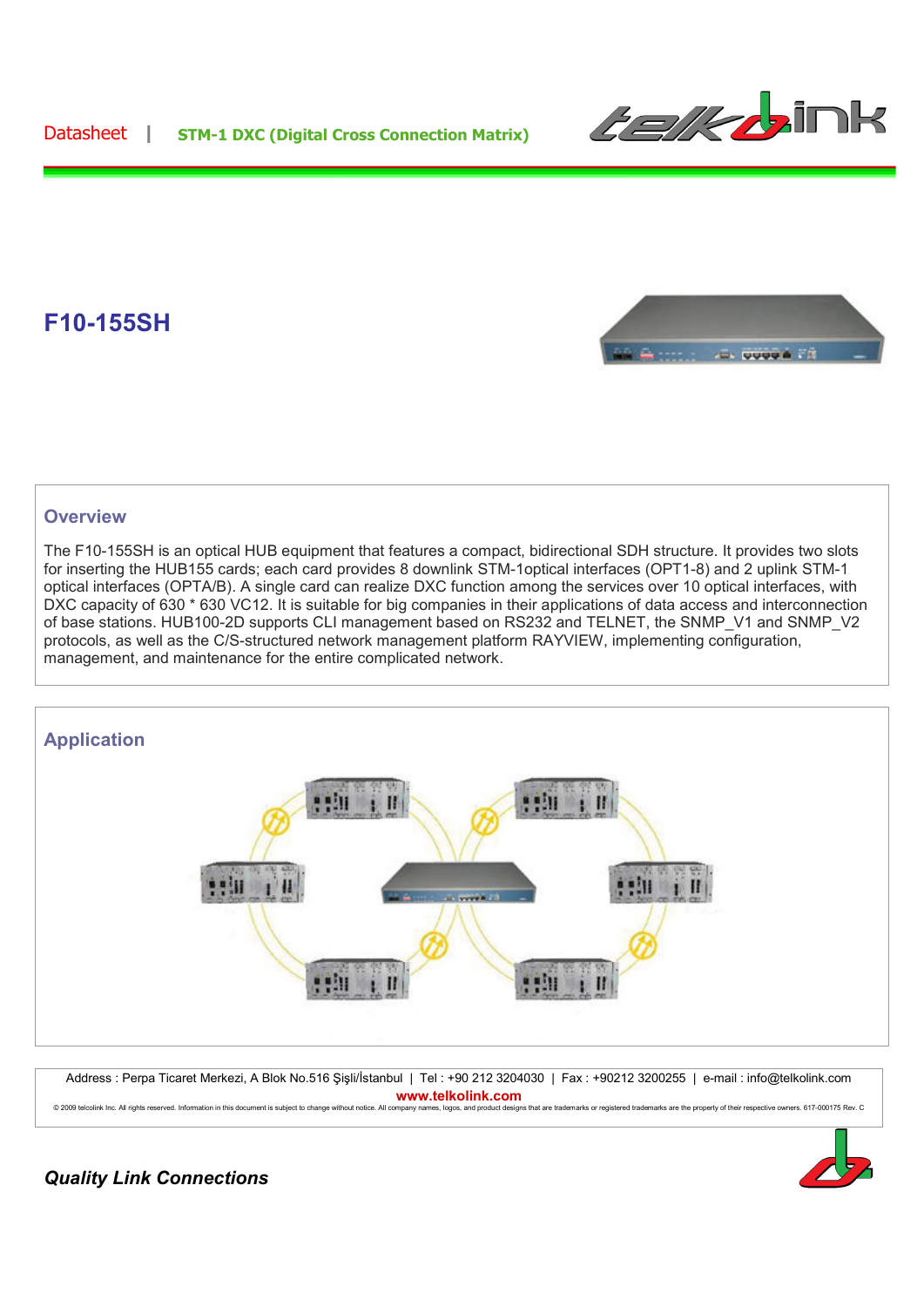Datasheet | **STM-1 DXC (Digital Cross Connection Matrix)**

# F10-155SH

## Overview

The F10-155SH is an optical HUB equipment that features a compact, bidirectional SDH structure. It provides two slots for inserting the HUB155 cards; each card provides 8 downlink STM-1optical interfaces (OPT1-8) and 2 uplink STM-1 optical interfaces (OPTA/B). A single card can realize DXC function among the services over 10 optical interfaces, with DXC capacity of 630 * 630 VC12. It is suitable for big companies in their applications of data access and interconnection of base stations. HUB100-2D supports CLI management based on RS232 and TELNET, the SNMP_V1 and SNMP_V2 protocols, as well as the C/S-structured network management platform RAYVIEW, implementing configuration, management, and maintenance for the entire complicated network.

## Application

Address : Perpa Ticaret Merkezi, A Blok No.516 Şişli/İstanbul | Tel : +90 212 3204030 | Fax : +90212 3200255 | e-mail : info@telkolink.com

**www.telkolink.com**

© 2009 telcolink Inc. All rights reserved. Information in this document is subject to change without notice. All company names, logos, and product designs that are trademarks or registered trademarks are the property of their respective owners. 617-000175 Rev. C

***Quality Link Connections***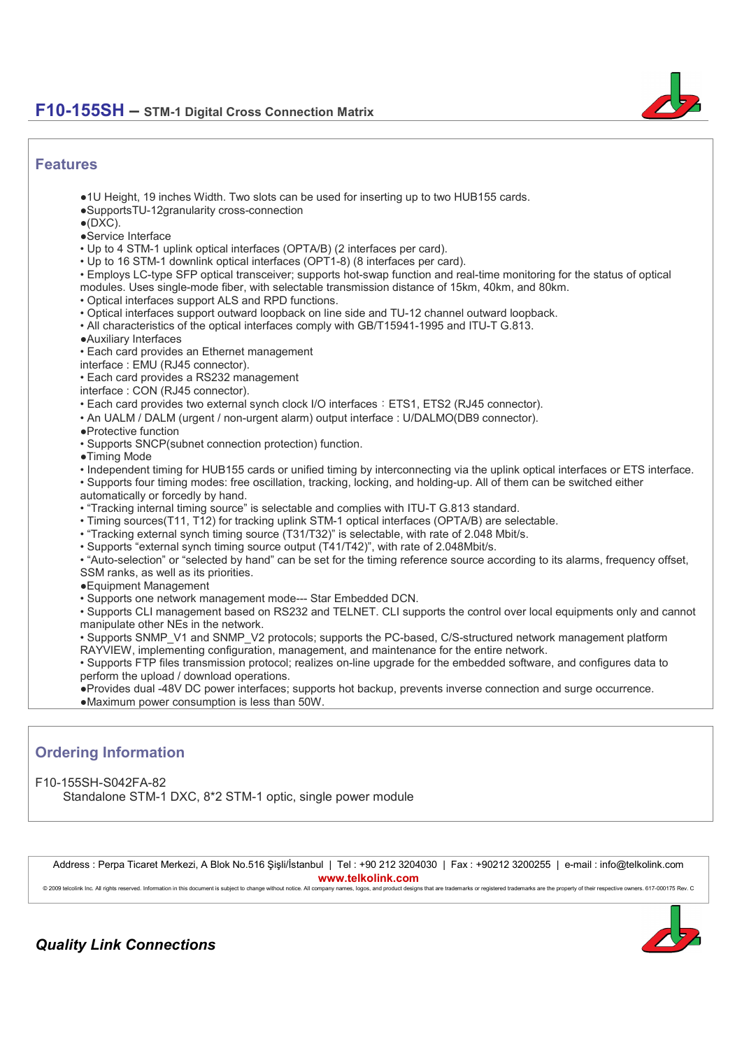# F10-155SH – STM-1 Digital Cross Connection Matrix

## Features

- ●1U Height, 19 inches Width. Two slots can be used for inserting up to two HUB155 cards.
- ●SupportsTU-12granularity cross-connection
- ●(DXC).
- ●Service Interface
- • Up to 4 STM-1 uplink optical interfaces (OPTA/B) (2 interfaces per card).
- • Up to 16 STM-1 downlink optical interfaces (OPT1-8) (8 interfaces per card).
- • Employs LC-type SFP optical transceiver; supports hot-swap function and real-time monitoring for the status of optical modules. Uses single-mode fiber, with selectable transmission distance of 15km, 40km, and 80km.
- • Optical interfaces support ALS and RPD functions.
- • Optical interfaces support outward loopback on line side and TU-12 channel outward loopback.
- • All characteristics of the optical interfaces comply with GB/T15941-1995 and ITU-T G.813.
- ●Auxiliary Interfaces
- • Each card provides an Ethernet management interface : EMU (RJ45 connector).
- • Each card provides a RS232 management interface : CON (RJ45 connector).
- • Each card provides two external synch clock I/O interfaces：ETS1, ETS2 (RJ45 connector).
- • An UALM / DALM (urgent / non-urgent alarm) output interface : U/DALMO(DB9 connector).
- ●Protective function
- • Supports SNCP(subnet connection protection) function.
- ●Timing Mode
- • Independent timing for HUB155 cards or unified timing by interconnecting via the uplink optical interfaces or ETS interface.
- • Supports four timing modes: free oscillation, tracking, locking, and holding-up. All of them can be switched either automatically or forcedly by hand.
- • "Tracking internal timing source" is selectable and complies with ITU-T G.813 standard.
- • Timing sources(T11, T12) for tracking uplink STM-1 optical interfaces (OPTA/B) are selectable.
- • "Tracking external synch timing source (T31/T32)" is selectable, with rate of 2.048 Mbit/s.
- • Supports "external synch timing source output (T41/T42)", with rate of 2.048Mbit/s.
- • "Auto-selection" or "selected by hand" can be set for the timing reference source according to its alarms, frequency offset, SSM ranks, as well as its priorities.
- ●Equipment Management
- • Supports one network management mode--- Star Embedded DCN.
- • Supports CLI management based on RS232 and TELNET. CLI supports the control over local equipments only and cannot manipulate other NEs in the network.
- • Supports SNMP_V1 and SNMP_V2 protocols; supports the PC-based, C/S-structured network management platform RAYVIEW, implementing configuration, management, and maintenance for the entire network.
- • Supports FTP files transmission protocol; realizes on-line upgrade for the embedded software, and configures data to perform the upload / download operations.
- ●Provides dual -48V DC power interfaces; supports hot backup, prevents inverse connection and surge occurrence.
- ●Maximum power consumption is less than 50W.

## Ordering Information

F10-155SH-S042FA-82

Standalone STM-1 DXC, 8*2 STM-1 optic, single power module

Address : Perpa Ticaret Merkezi, A Blok No.516 Şişli/İstanbul | Tel : +90 212 3204030 | Fax : +90212 3200255 | e-mail : info@telkolink.com

**www.telkolink.com**

© 2009 telcolink Inc. All rights reserved. Information in this document is subject to change without notice. All company names, logos, and product designs that are trademarks or registered trademarks are the property of their respective owners. 617-000175 Rev. C

***Quality Link Connections***